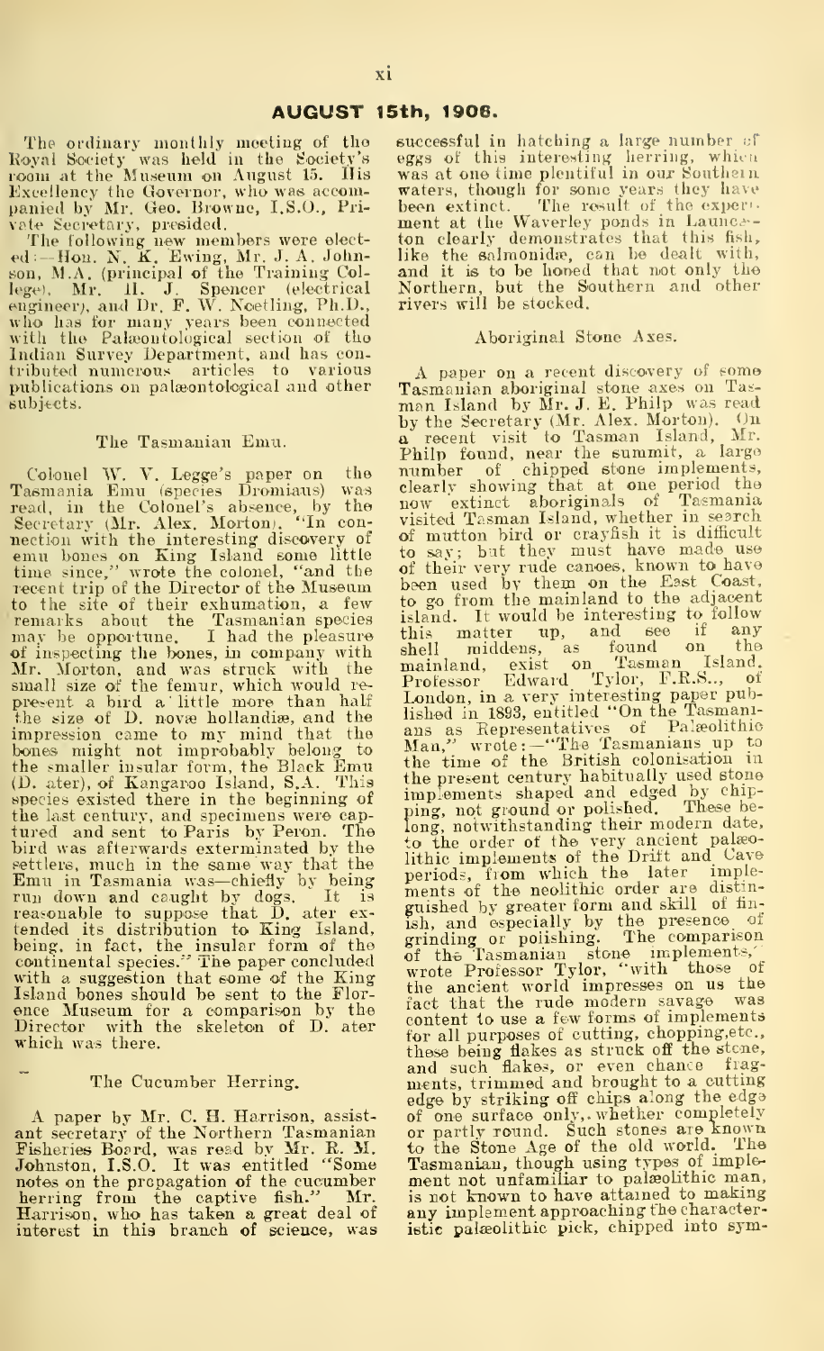## AUGUST 15th, 1906.

The ordinary monthly meeting of the Royal Society was held in the Society's room at the Museum on August 15. His Excellency the Governor, who was accompanied by Mr. Geo. Browne, I.S.O., Private Secretary, presided.

The following new members were elected:—Hon. N. K. Ewing, Mr. J. A. Johnson, M.A. (principal of the Training College), Mr. H. J. Spencer (electrical engineer), and Dr. F. W. Noetling, Ph.D., who has for many years been connected with the Palæontological section of the Indian Survey Department, and has contributed numerous articles to various publications on palæontological and other subjects.

### The Tasmanian Emu.

Colonel W. V. Legge's paper on the Tasmania Emu (species Dromiaus) was read, in the Colonel's absence, by the Secretary (Mr. Alex. Morton). "In connection with the interesting discovery of emu bones on King Island some little time since," wrote the colonel, "and the recent trip of the Director of the Museum to the site of their exhumation, a few remarks about the Tasmanian species may be opportune. I had the pleasure of inspecting the bones, in company with Mr. Morton, and was struck with the small size of the femur, which would represent a bird a little more than half the size of D. novæ hollandiæ, and the impression came to my mind that the bones might not improbably belong to the smaller insular form, the Black Emu (D. ater), of Kangaroo Island, S.A. This species existed there in the beginning of the last century, and specimens were captured and sent to Paris by Peron. The bird was afterwards exterminated by the settlers, much in the same way that the Emu in Tasmania was—chiefly by being run down and caught by dogs. It is reasonable to suppose that D. ater extended its distribution to King Island, being, in fact, the insular form of the continental species." The paper concluded with a suggestion that some of the King Island bones should be sent to the Florence Museum for a comparison by the Director with the skeleton of D. ater which was there.

### The Cucumber Herring.

A paper by Mr. C. H. Harrison, assistant secretary of the Northern Tasmanian Fisheries Board, was read by Mr. R. M. Johnston, I.S.O. It was entitled "Some notes on the propagation of the cucumber herring from the captive fish." Mr. Harrison, who has taken a great deal of interest in this branch of science, was successful in hatching a large number of eggs of this interesting herring, which was at one time plentiful in our Southern waters, though for some years they have been extinct. The result of the experiment at the Waverley ponds in Launceston clearly demonstrates that this fish, like the salmonidæ, can be dealt with, and it is to be hoped that not only the Northern, but the Southern and other rivers will be stocked.

### Aboriginal Stone Axes.

A paper on a recent discovery of some Tasmanian aboriginal stone axes on Tasman Island by Mr. J. E. Philp was read by the Secretary (Mr. Alex. Morton). On a recent visit to Tasman Island, Mr. Philp found, near the summit, a large number of chipped stone implements, clearly showing that at one period the now extinct aboriginals of Tasmania visited Tasman Island, whether in search of mutton bird or crayfish it is difficult to say; but they must have made use of their very rude canoes, known to have been used by them on the East Coast, to go from the mainland to the adjacent island. It would be interesting to follow this matter up, and see if any shell middens, as found on the mainland, exist on Tasman Island. Professor Edward Tylor, F.R.S., of London, in a very interesting paper published in 1893, entitled "On the Tasmanians as Representatives of Palæolithic Man," wrote:—"The Tasmanians up to the time of the British colonisation in the present century habitually used stone implements shaped and edged by chipping, not ground or polished. These belong, notwithstanding their modern date, to the order of the very ancient palæolithic implements of the Drift and Cave periods, from which the later implements of the neolithic order are distinguished by greater form and skill of finish, and especially by the presence of grinding or polishing. The comparison of the Tasmanian stone implements," wrote Professor Tylor, "with those of the ancient world impresses on us the fact that the rude modern savage was content to use a few forms of implements for all purposes of cutting, chopping, etc., these being flakes as struck off the stone, and such flakes, or even chance fragments, trimmed and brought to a cutting edge by striking off chips along the edge of one surface only, whether completely or partly round. Such stones are known to the Stone Age of the old world. The Tasmanian, though using types of implement not unfamiliar to palæolithic man, is not known to have attained to making any implement approaching the characteristic palæolithic pick, chipped into sym-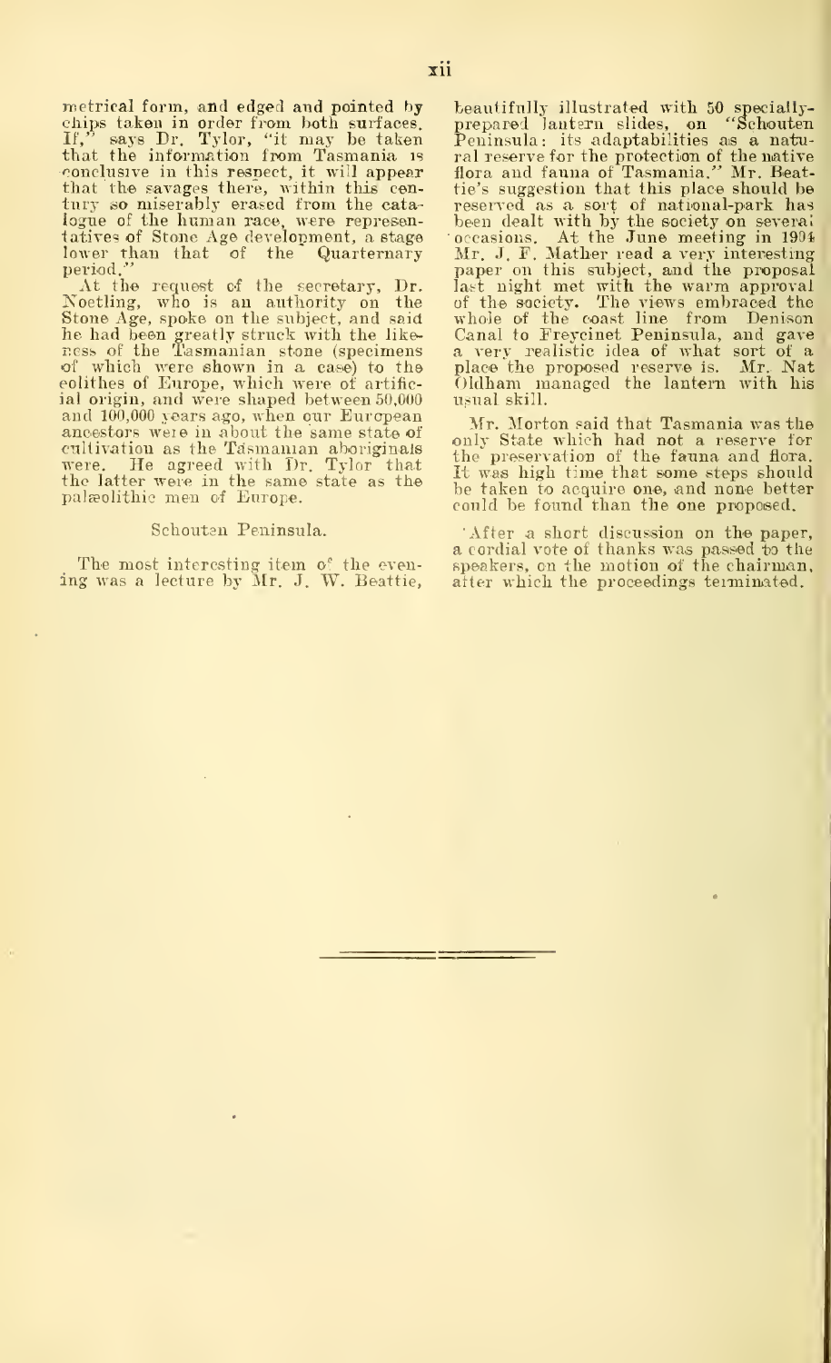metrical form, and edged and pointed by chips taken in order from both surfaces. If," says Dr. Tylor, "it may be taken that the information from Tasmania is conclusive in this respect, it will appear that the savages there, within this century so miserably erased from the catalogue of the human race, were representatives of Stone Age development, a stage lower than that of the Quarternary period."

At the request of the secretary, Dr. Noetling, who is an authority on the Stone Age, spoke on the subject, and said he had been greatly struck with the likeness of the Tasmanian stone (specimens of which were shown in a case) to the eolithes of Europe, which were of artificial origin, and were shaped between 50,000 and 100,000 years ago, when our European ancestors were in about the same state of cultivation as the Tasmanian aboriginals were. He agreed with Dr. Tylor that the latter were in the same state as the palæolithic men of Europe.

## Schouten Peninsula.

The most interesting item of the evening was a lecture by Mr. J. W. Beattie, beautifully illustrated with 50 specially-prepared lantern slides, on "Schouten Peninsula: its adaptabilities as a natural reserve for the protection of the native flora and fauna of Tasmania." Mr. Beattie's suggestion that this place should be reserved as a sort of national-park has been dealt with by the society on several occasions. At the June meeting in 1904 Mr. J. F. Mather read a very interesting paper on this subject, and the proposal last night met with the warm approval of the society. The views embraced the whole of the coast line from Denison Canal to Freycinet Peninsula, and gave a very realistic idea of what sort of a place the proposed reserve is. Mr. Nat Oldham managed the lantern with his usual skill.

Mr. Morton said that Tasmania was the only State which had not a reserve for the preservation of the fauna and flora. It was high time that some steps should be taken to acquire one, and none better could be found than the one proposed.

After a short discussion on the paper, a cordial vote of thanks was passed to the speakers, on the motion of the chairman, after which the proceedings terminated.